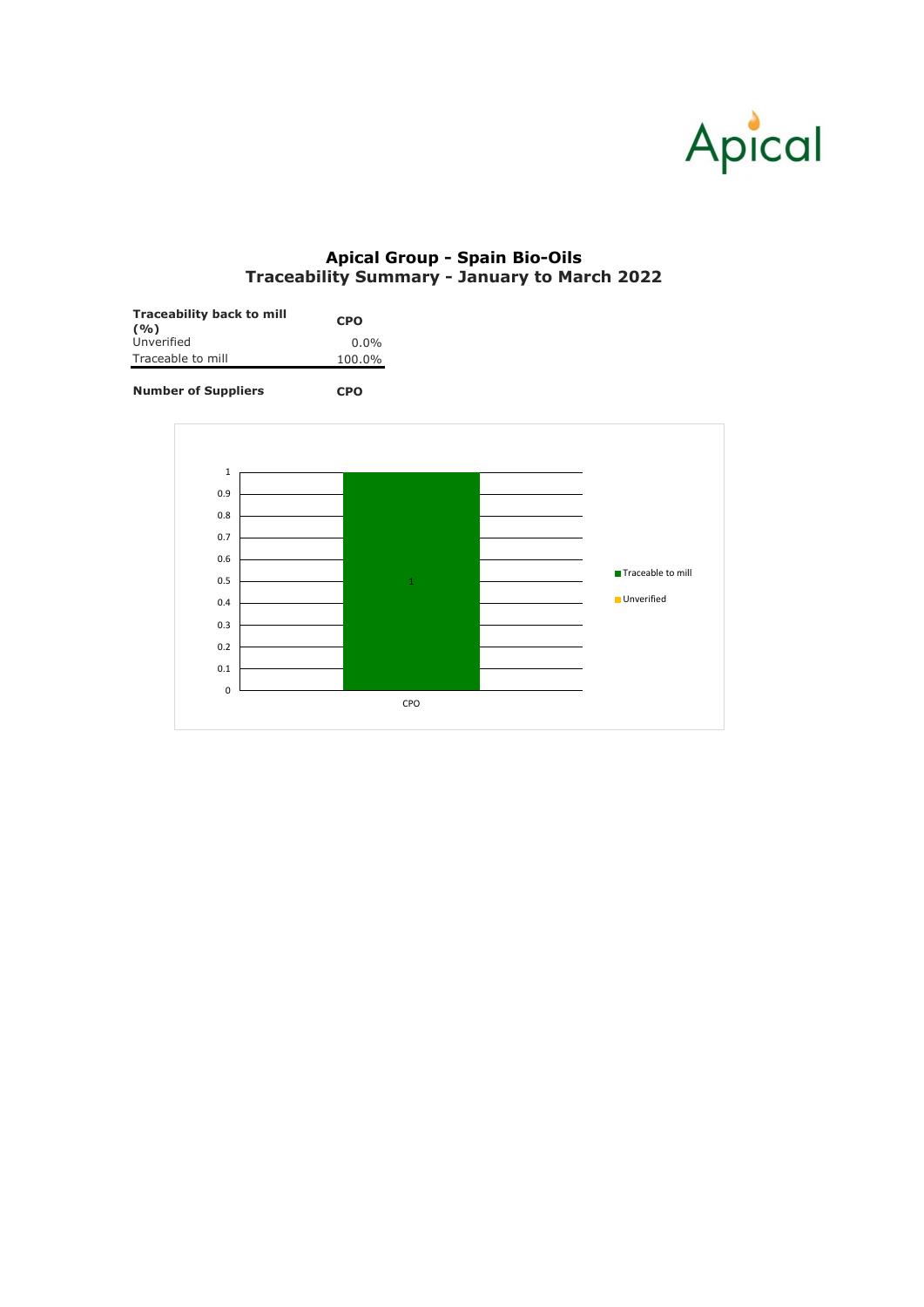# Apical Group - Spain Bio-Oils
## Traceability Summary - January to March 2022

| Traceability back to mill (%) | CPO |
|---|---|
| Unverified | 0.0% |
| Traceable to mill | 100.0% |

| Number of Suppliers | CPO |
|---|---|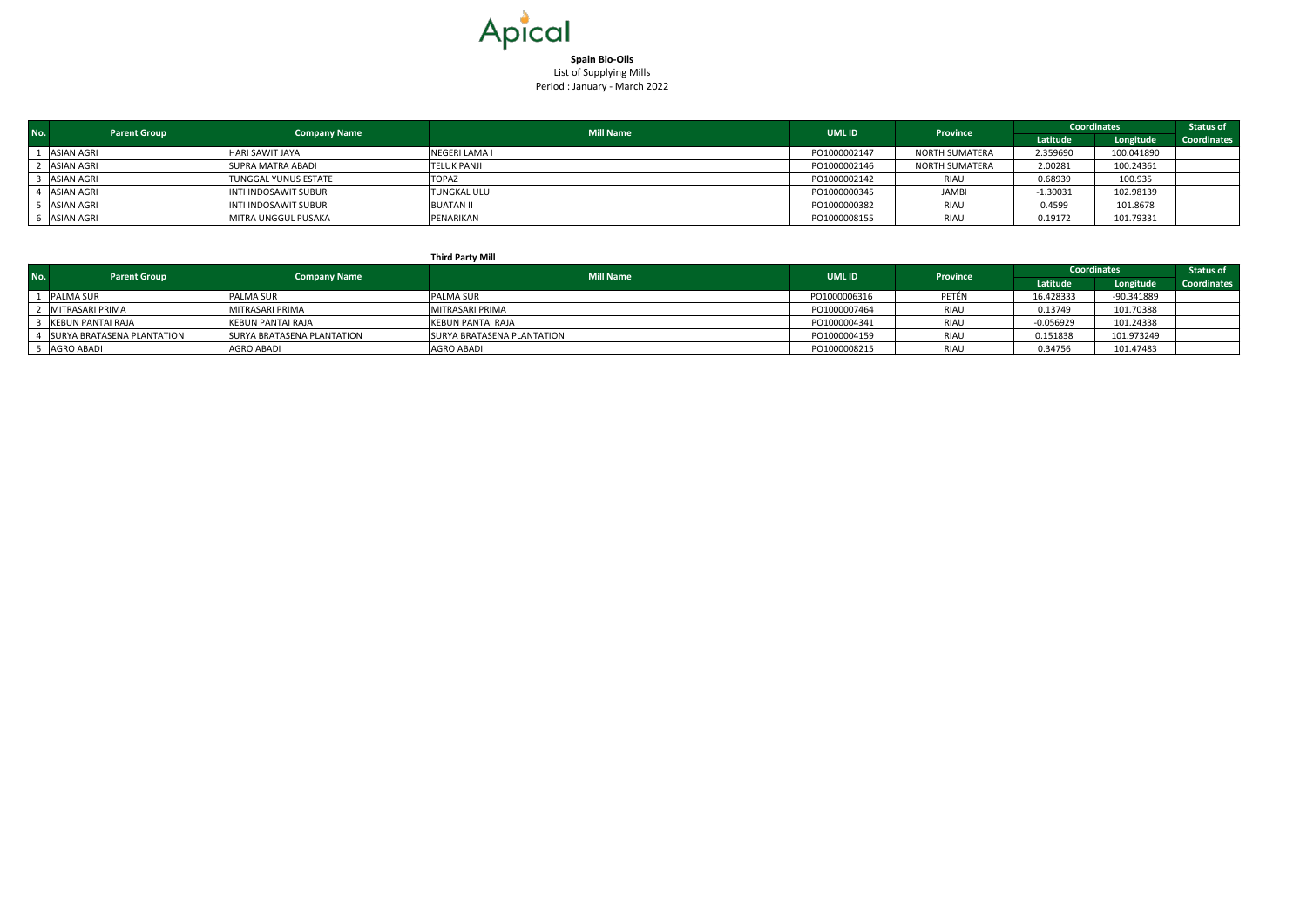Apical

**Spain Bio-Oils**

List of Supplying Mills

Period : January - March 2022

| No. | Parent Group | Company Name | Mill Name | UML ID | Province | Coordinates | | Status of Coordinates |
|---|---|---|---|---|---|---|---|---|
| | | | | | | Latitude | Longitude | |
| 1 | ASIAN AGRI | HARI SAWIT JAYA | NEGERI LAMA I | PO1000002147 | NORTH SUMATERA | 2.359690 | 100.041890 | |
| 2 | ASIAN AGRI | SUPRA MATRA ABADI | TELUK PANJI | PO1000002146 | NORTH SUMATERA | 2.00281 | 100.24361 | |
| 3 | ASIAN AGRI | TUNGGAL YUNUS ESTATE | TOPAZ | PO1000002142 | RIAU | 0.68939 | 100.935 | |
| 4 | ASIAN AGRI | INTI INDOSAWIT SUBUR | TUNGKAL ULU | PO1000000345 | JAMBI | -1.30031 | 102.98139 | |
| 5 | ASIAN AGRI | INTI INDOSAWIT SUBUR | BUATAN II | PO1000000382 | RIAU | 0.4599 | 101.8678 | |
| 6 | ASIAN AGRI | MITRA UNGGUL PUSAKA | PENARIKAN | PO1000008155 | RIAU | 0.19172 | 101.79331 | |

**Third Party Mill**

| No. | Parent Group | Company Name | Mill Name | UML ID | Province | Coordinates | | Status of Coordinates |
|---|---|---|---|---|---|---|---|---|
| | | | | | | Latitude | Longitude | |
| 1 | PALMA SUR | PALMA SUR | PALMA SUR | PO1000006316 | PETÉN | 16.428333 | -90.341889 | |
| 2 | MITRASARI PRIMA | MITRASARI PRIMA | MITRASARI PRIMA | PO1000007464 | RIAU | 0.13749 | 101.70388 | |
| 3 | KEBUN PANTAI RAJA | KEBUN PANTAI RAJA | KEBUN PANTAI RAJA | PO1000004341 | RIAU | -0.056929 | 101.24338 | |
| 4 | SURYA BRATASENA PLANTATION | SURYA BRATASENA PLANTATION | SURYA BRATASENA PLANTATION | PO1000004159 | RIAU | 0.151838 | 101.973249 | |
| 5 | AGRO ABADI | AGRO ABADI | AGRO ABADI | PO1000008215 | RIAU | 0.34756 | 101.47483 | |